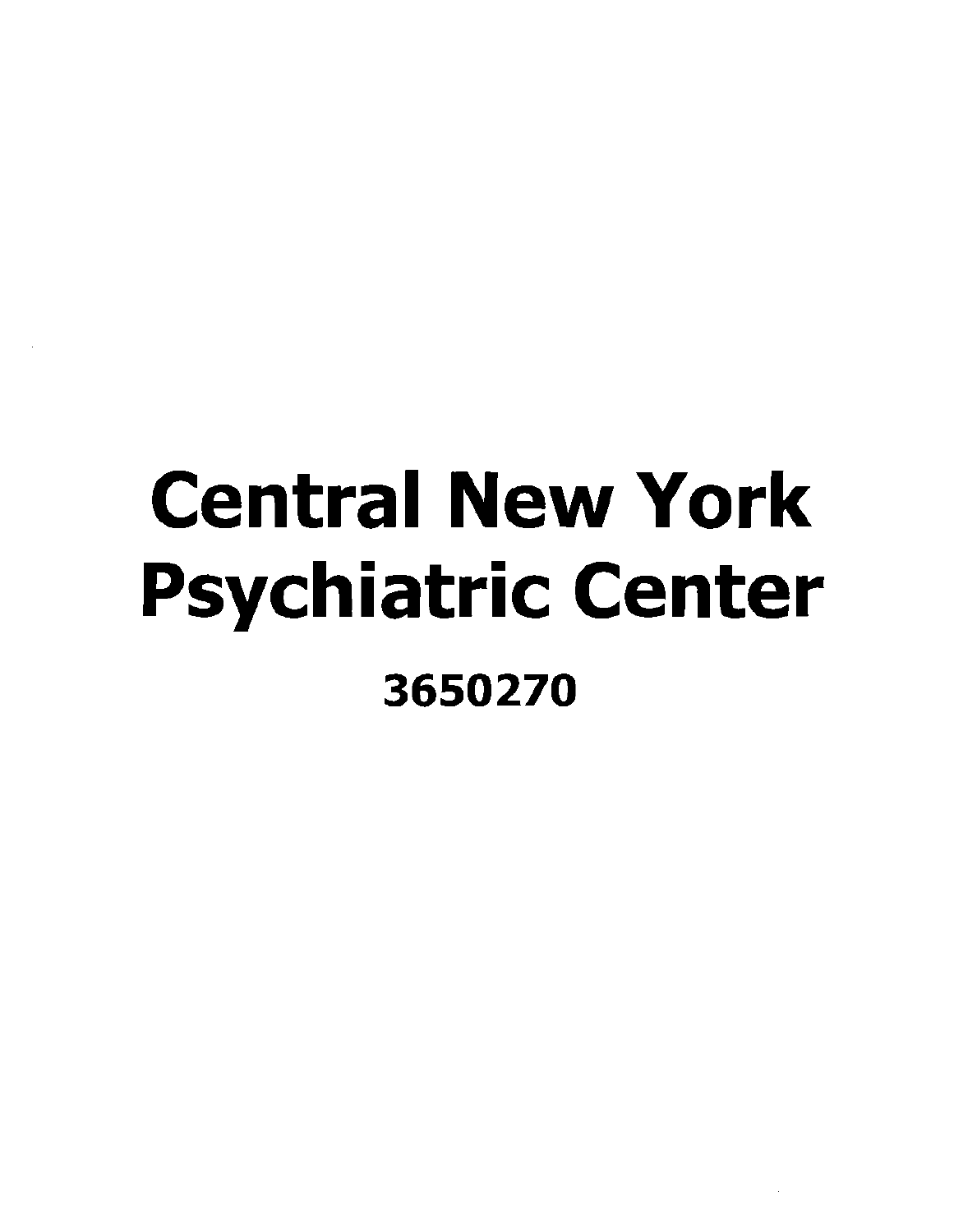# Central New York Psychiatric Center

## 3650270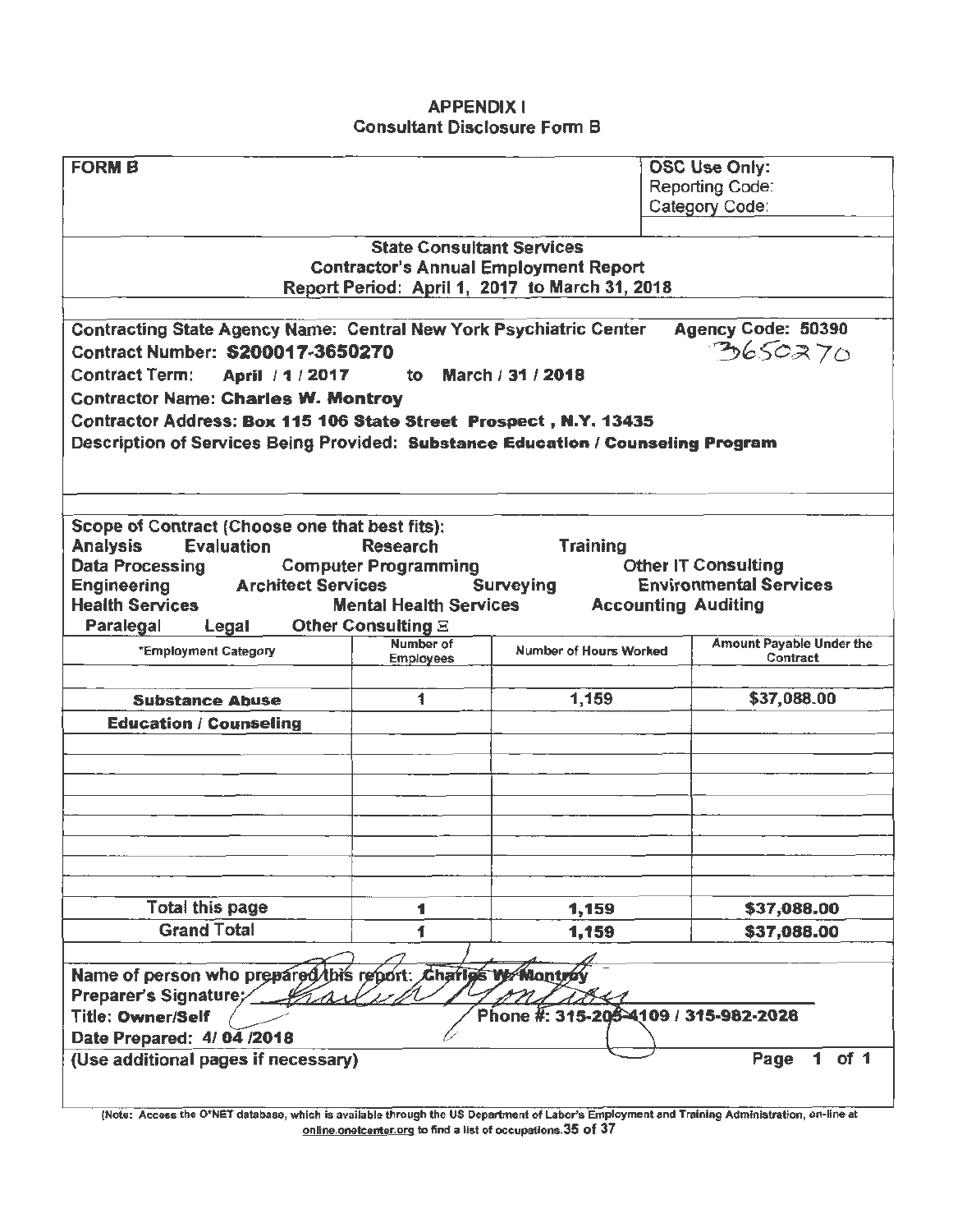# APPENDIX I
## Consultant Disclosure Form B

| FORM B | OSC Use Only: Reporting Code: Category Code: |
|---|---|

**State Consultant Services**
**Contractor's Annual Employment Report**
**Report Period: April 1, 2017 to March 31, 2018**

**Contracting State Agency Name: Central New York Psychiatric Center** **Agency Code: 50390**

3650270

**Contract Number: S200017-3650270**

**Contract Term: April / 1 / 2017 to March / 31 / 2018**

**Contractor Name: Charles W. Montroy**

**Contractor Address: Box 115 106 State Street Prospect , N.Y. 13435**

**Description of Services Being Provided: Substance Education / Counseling Program**

**Scope of Contract (Choose one that best fits):**
**Analysis Evaluation Research Training**
**Data Processing Computer Programming Other IT Consulting**
**Engineering Architect Services Surveying Environmental Services**
**Health Services Mental Health Services Accounting Auditing**
**Paralegal Legal Other Consulting ☒**

| *Employment Category | Number of Employees | Number of Hours Worked | Amount Payable Under the Contract |
|---|---|---|---|
| | | | |
| **Substance Abuse** | 1 | 1,159 | $37,088.00 |
| **Education / Counseling** | | | |
| | | | |
| | | | |
| | | | |
| | | | |
| | | | |
| | | | |
| | | | |
| | | | |
| Total this page | 1 | 1,159 | $37,088.00 |
| Grand Total | 1 | 1,159 | $37,088.00 |

Name of person who prepared this report: **Charles W. Montroy**
Preparer's Signature:
**Title: Owner/Self** Phone #: 315-205-4109 / 315-982-2028
Date Prepared: 4/ 04 /2018
(Use additional pages if necessary) Page 1 of 1

(Note: Access the O*NET database, which is available through the US Department of Labor's Employment and Training Administration, on-line at online.onetcenter.org to find a list of occupations.